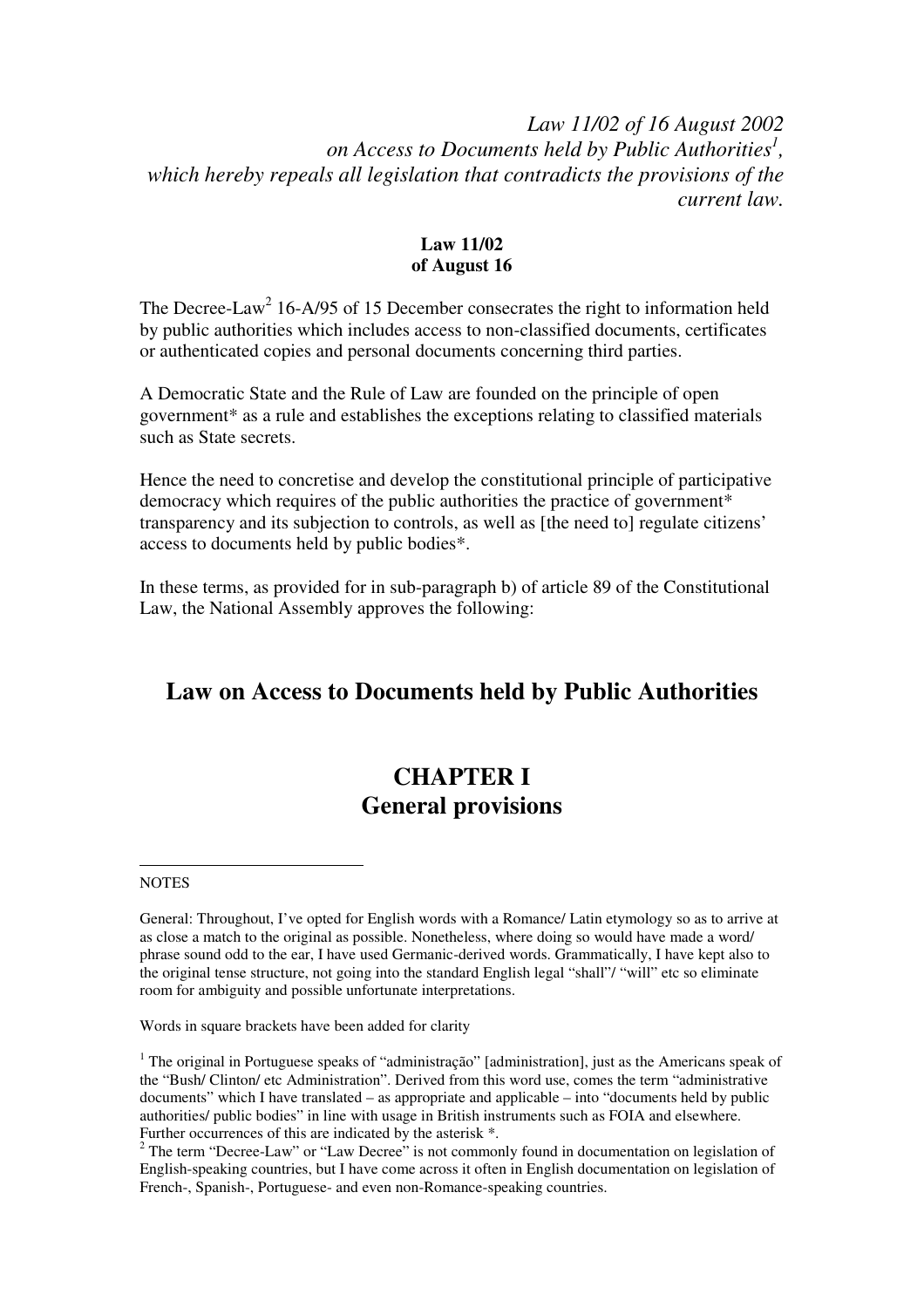*Law 11/02 of 16 August 2002 on Access to Documents held by Public Authorities[1], which hereby repeals all legislation that contradicts the provisions of the current law.*

**Law 11/02**
**of August 16**

The Decree-Law[2] 16-A/95 of 15 December consecrates the right to information held by public authorities which includes access to non-classified documents, certificates or authenticated copies and personal documents concerning third parties.

A Democratic State and the Rule of Law are founded on the principle of open government* as a rule and establishes the exceptions relating to classified materials such as State secrets.

Hence the need to concretise and develop the constitutional principle of participative democracy which requires of the public authorities the practice of government* transparency and its subjection to controls, as well as [the need to] regulate citizens' access to documents held by public bodies*.

In these terms, as provided for in sub-paragraph b) of article 89 of the Constitutional Law, the National Assembly approves the following:

# Law on Access to Documents held by Public Authorities

# CHAPTER I
# General provisions

---

NOTES

General: Throughout, I've opted for English words with a Romance/ Latin etymology so as to arrive at as close a match to the original as possible. Nonetheless, where doing so would have made a word/ phrase sound odd to the ear, I have used Germanic-derived words. Grammatically, I have kept also to the original tense structure, not going into the standard English legal "shall"/ "will" etc so eliminate room for ambiguity and possible unfortunate interpretations.

Words in square brackets have been added for clarity

[1] The original in Portuguese speaks of "administração" [administration], just as the Americans speak of the "Bush/ Clinton/ etc Administration". Derived from this word use, comes the term "administrative documents" which I have translated – as appropriate and applicable – into "documents held by public authorities/ public bodies" in line with usage in British instruments such as FOIA and elsewhere. Further occurrences of this are indicated by the asterisk *.

[2] The term "Decree-Law" or "Law Decree" is not commonly found in documentation on legislation of English-speaking countries, but I have come across it often in English documentation on legislation of French-, Spanish-, Portuguese- and even non-Romance-speaking countries.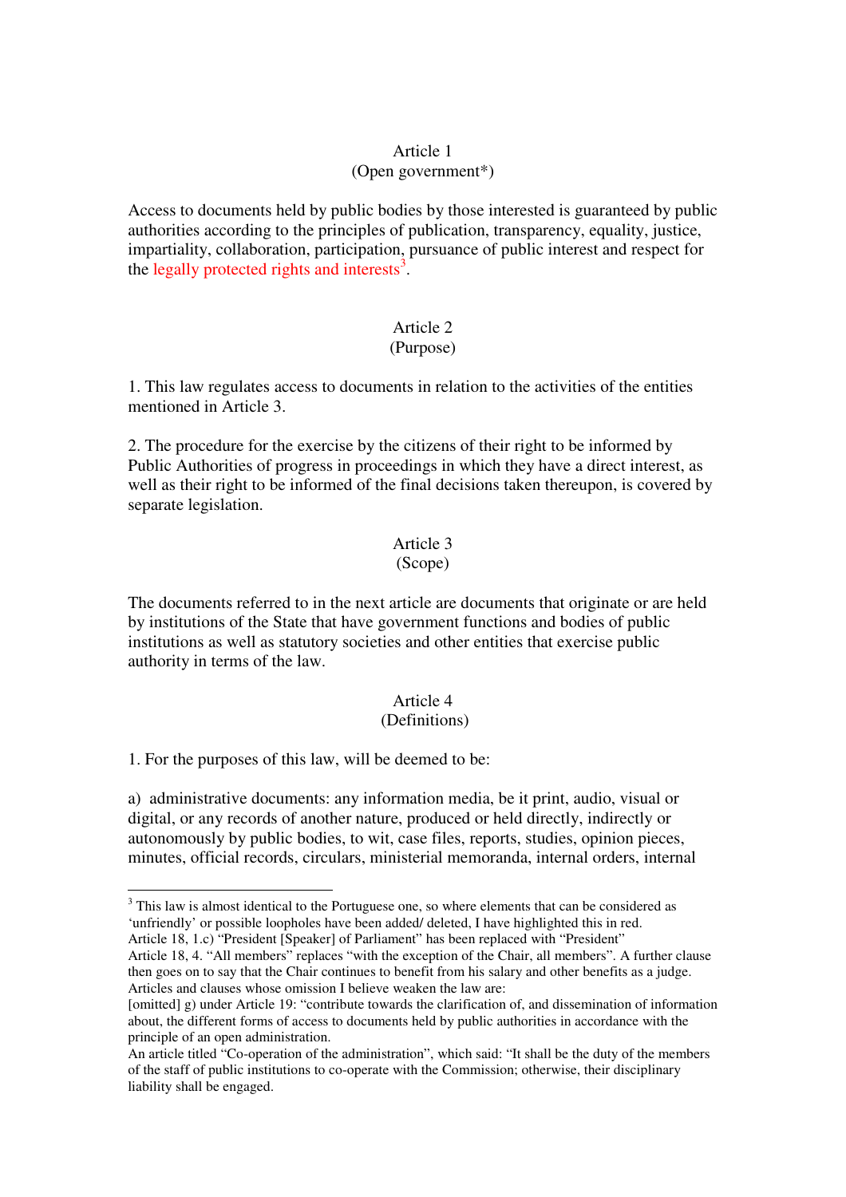Article 1
(Open government*)

Access to documents held by public bodies by those interested is guaranteed by public authorities according to the principles of publication, transparency, equality, justice, impartiality, collaboration, participation, pursuance of public interest and respect for the legally protected rights and interests[3].

Article 2
(Purpose)

1. This law regulates access to documents in relation to the activities of the entities mentioned in Article 3.

2. The procedure for the exercise by the citizens of their right to be informed by Public Authorities of progress in proceedings in which they have a direct interest, as well as their right to be informed of the final decisions taken thereupon, is covered by separate legislation.

Article 3
(Scope)

The documents referred to in the next article are documents that originate or are held by institutions of the State that have government functions and bodies of public institutions as well as statutory societies and other entities that exercise public authority in terms of the law.

Article 4
(Definitions)

1. For the purposes of this law, will be deemed to be:

a) administrative documents: any information media, be it print, audio, visual or digital, or any records of another nature, produced or held directly, indirectly or autonomously by public bodies, to wit, case files, reports, studies, opinion pieces, minutes, official records, circulars, ministerial memoranda, internal orders, internal

---

[3] This law is almost identical to the Portuguese one, so where elements that can be considered as 'unfriendly' or possible loopholes have been added/ deleted, I have highlighted this in red.
Article 18, 1.c) "President [Speaker] of Parliament" has been replaced with "President"
Article 18, 4. "All members" replaces "with the exception of the Chair, all members". A further clause then goes on to say that the Chair continues to benefit from his salary and other benefits as a judge.
Articles and clauses whose omission I believe weaken the law are:
[omitted] g) under Article 19: "contribute towards the clarification of, and dissemination of information about, the different forms of access to documents held by public authorities in accordance with the principle of an open administration.
An article titled "Co-operation of the administration", which said: "It shall be the duty of the members of the staff of public institutions to co-operate with the Commission; otherwise, their disciplinary liability shall be engaged.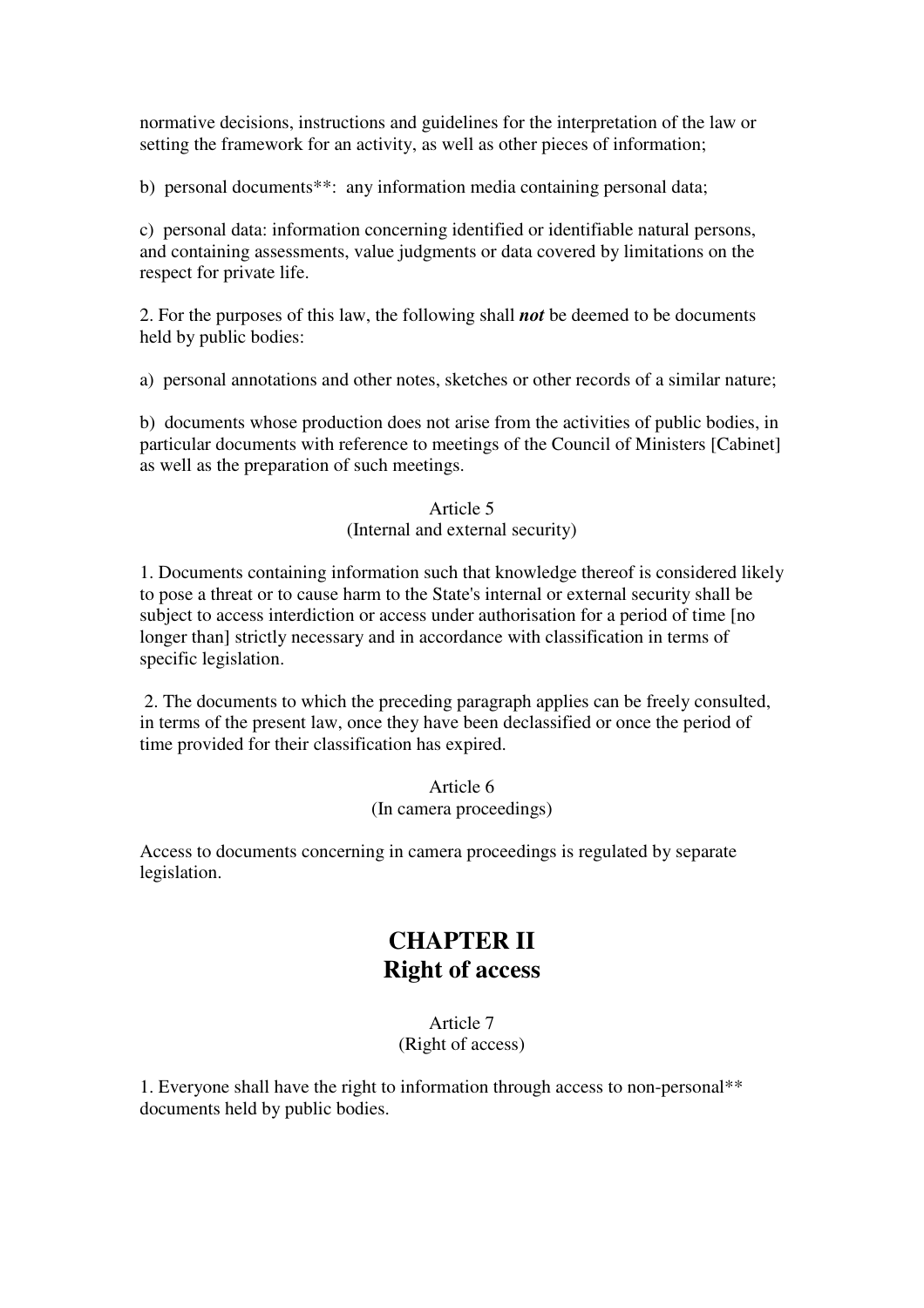normative decisions, instructions and guidelines for the interpretation of the law or setting the framework for an activity, as well as other pieces of information;

b) personal documents**: any information media containing personal data;

c) personal data: information concerning identified or identifiable natural persons, and containing assessments, value judgments or data covered by limitations on the respect for private life.

2. For the purposes of this law, the following shall ***not*** be deemed to be documents held by public bodies:

a) personal annotations and other notes, sketches or other records of a similar nature;

b) documents whose production does not arise from the activities of public bodies, in particular documents with reference to meetings of the Council of Ministers [Cabinet] as well as the preparation of such meetings.

Article 5
(Internal and external security)

1. Documents containing information such that knowledge thereof is considered likely to pose a threat or to cause harm to the State's internal or external security shall be subject to access interdiction or access under authorisation for a period of time [no longer than] strictly necessary and in accordance with classification in terms of specific legislation.

2. The documents to which the preceding paragraph applies can be freely consulted, in terms of the present law, once they have been declassified or once the period of time provided for their classification has expired.

Article 6
(In camera proceedings)

Access to documents concerning in camera proceedings is regulated by separate legislation.

# CHAPTER II
# Right of access

Article 7
(Right of access)

1. Everyone shall have the right to information through access to non-personal** documents held by public bodies.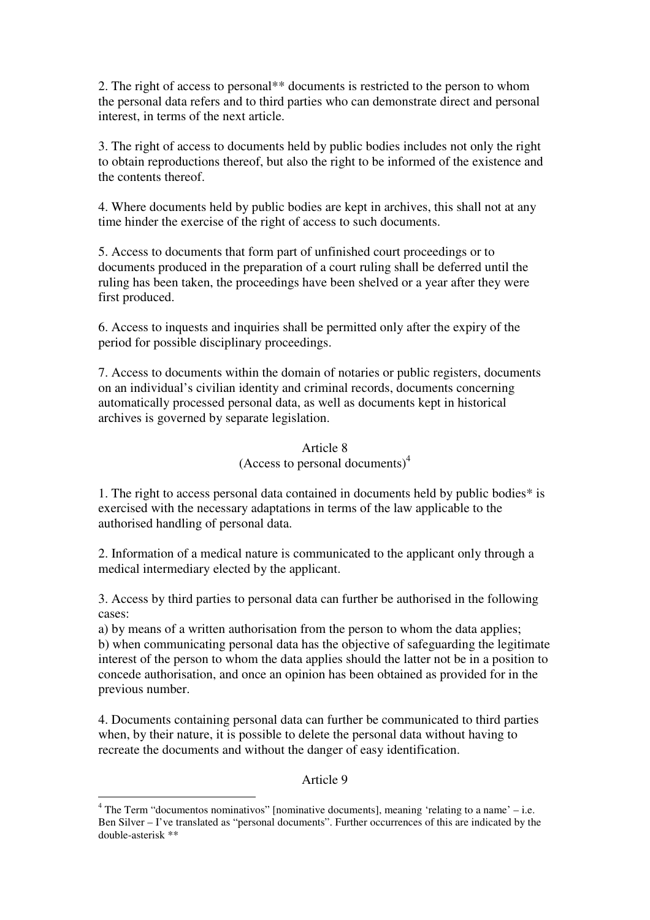2. The right of access to personal** documents is restricted to the person to whom the personal data refers and to third parties who can demonstrate direct and personal interest, in terms of the next article.

3. The right of access to documents held by public bodies includes not only the right to obtain reproductions thereof, but also the right to be informed of the existence and the contents thereof.

4. Where documents held by public bodies are kept in archives, this shall not at any time hinder the exercise of the right of access to such documents.

5. Access to documents that form part of unfinished court proceedings or to documents produced in the preparation of a court ruling shall be deferred until the ruling has been taken, the proceedings have been shelved or a year after they were first produced.

6. Access to inquests and inquiries shall be permitted only after the expiry of the period for possible disciplinary proceedings.

7. Access to documents within the domain of notaries or public registers, documents on an individual's civilian identity and criminal records, documents concerning automatically processed personal data, as well as documents kept in historical archives is governed by separate legislation.

### Article 8
### (Access to personal documents)[4]

1. The right to access personal data contained in documents held by public bodies* is exercised with the necessary adaptations in terms of the law applicable to the authorised handling of personal data.

2. Information of a medical nature is communicated to the applicant only through a medical intermediary elected by the applicant.

3. Access by third parties to personal data can further be authorised in the following cases:
a) by means of a written authorisation from the person to whom the data applies;
b) when communicating personal data has the objective of safeguarding the legitimate interest of the person to whom the data applies should the latter not be in a position to concede authorisation, and once an opinion has been obtained as provided for in the previous number.

4. Documents containing personal data can further be communicated to third parties when, by their nature, it is possible to delete the personal data without having to recreate the documents and without the danger of easy identification.

### Article 9

---

[4] The Term "documentos nominativos" [nominative documents], meaning 'relating to a name' – i.e. Ben Silver – I've translated as "personal documents". Further occurrences of this are indicated by the double-asterisk **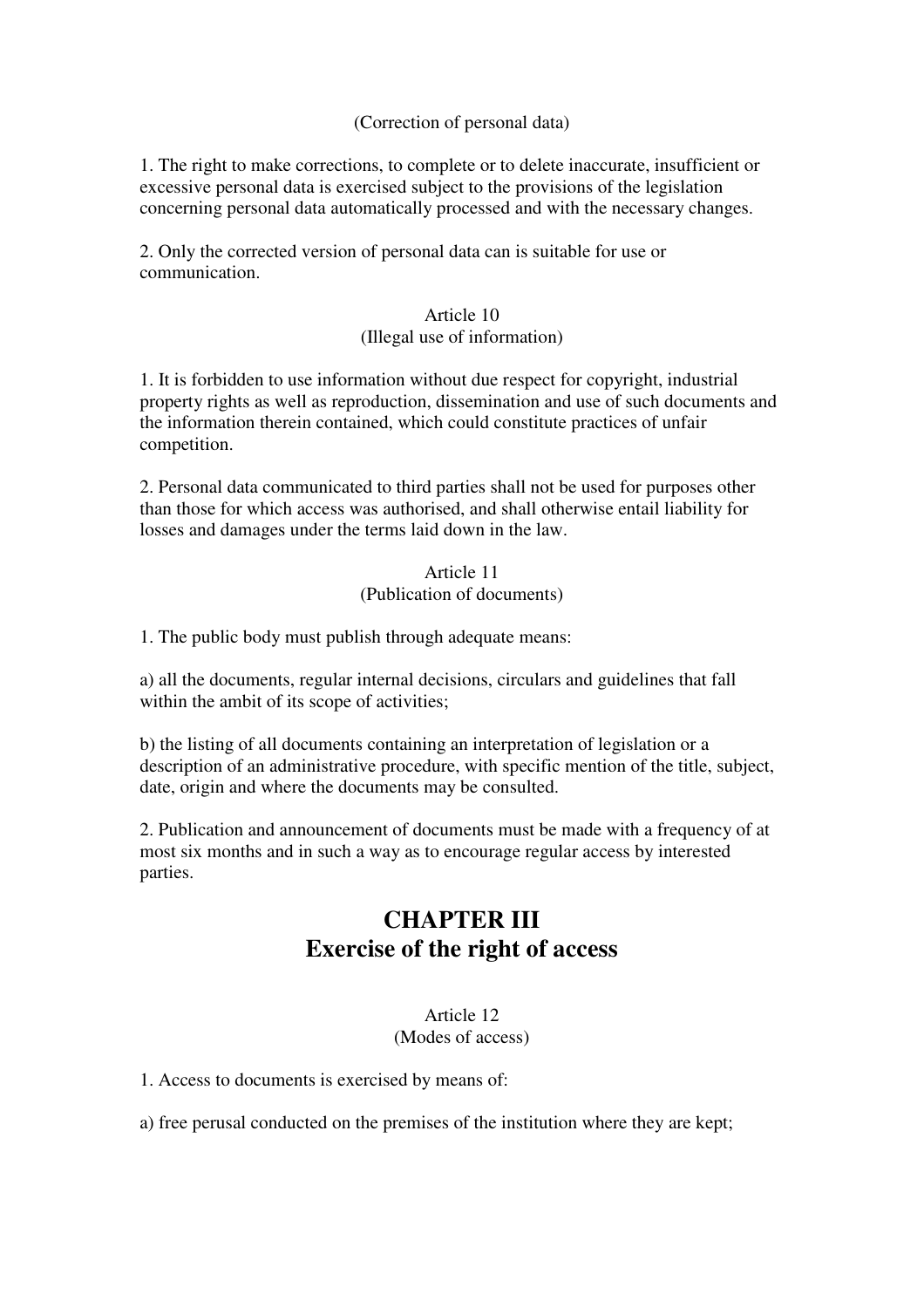(Correction of personal data)

1. The right to make corrections, to complete or to delete inaccurate, insufficient or excessive personal data is exercised subject to the provisions of the legislation concerning personal data automatically processed and with the necessary changes.

2. Only the corrected version of personal data can is suitable for use or communication.

Article 10
(Illegal use of information)

1. It is forbidden to use information without due respect for copyright, industrial property rights as well as reproduction, dissemination and use of such documents and the information therein contained, which could constitute practices of unfair competition.

2. Personal data communicated to third parties shall not be used for purposes other than those for which access was authorised, and shall otherwise entail liability for losses and damages under the terms laid down in the law.

Article 11
(Publication of documents)

1. The public body must publish through adequate means:

a) all the documents, regular internal decisions, circulars and guidelines that fall within the ambit of its scope of activities;

b) the listing of all documents containing an interpretation of legislation or a description of an administrative procedure, with specific mention of the title, subject, date, origin and where the documents may be consulted.

2. Publication and announcement of documents must be made with a frequency of at most six months and in such a way as to encourage regular access by interested parties.

## CHAPTER III
## Exercise of the right of access

Article 12
(Modes of access)

1. Access to documents is exercised by means of:

a) free perusal conducted on the premises of the institution where they are kept;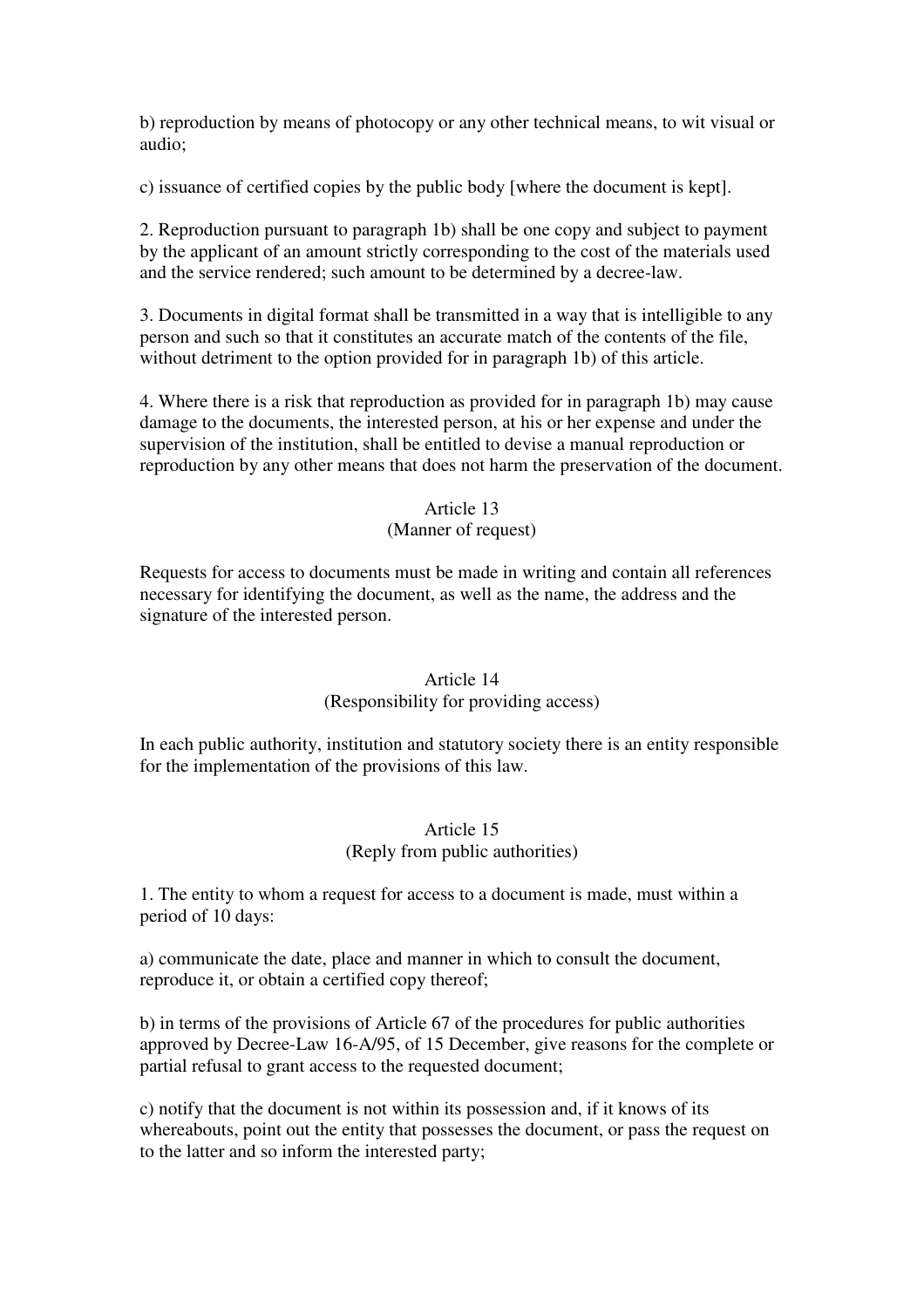b) reproduction by means of photocopy or any other technical means, to wit visual or audio;

c) issuance of certified copies by the public body [where the document is kept].

2. Reproduction pursuant to paragraph 1b) shall be one copy and subject to payment by the applicant of an amount strictly corresponding to the cost of the materials used and the service rendered; such amount to be determined by a decree-law.

3. Documents in digital format shall be transmitted in a way that is intelligible to any person and such so that it constitutes an accurate match of the contents of the file, without detriment to the option provided for in paragraph 1b) of this article.

4. Where there is a risk that reproduction as provided for in paragraph 1b) may cause damage to the documents, the interested person, at his or her expense and under the supervision of the institution, shall be entitled to devise a manual reproduction or reproduction by any other means that does not harm the preservation of the document.

### Article 13
(Manner of request)

Requests for access to documents must be made in writing and contain all references necessary for identifying the document, as well as the name, the address and the signature of the interested person.

### Article 14
(Responsibility for providing access)

In each public authority, institution and statutory society there is an entity responsible for the implementation of the provisions of this law.

### Article 15
(Reply from public authorities)

1. The entity to whom a request for access to a document is made, must within a period of 10 days:

a) communicate the date, place and manner in which to consult the document, reproduce it, or obtain a certified copy thereof;

b) in terms of the provisions of Article 67 of the procedures for public authorities approved by Decree-Law 16-A/95, of 15 December, give reasons for the complete or partial refusal to grant access to the requested document;

c) notify that the document is not within its possession and, if it knows of its whereabouts, point out the entity that possesses the document, or pass the request on to the latter and so inform the interested party;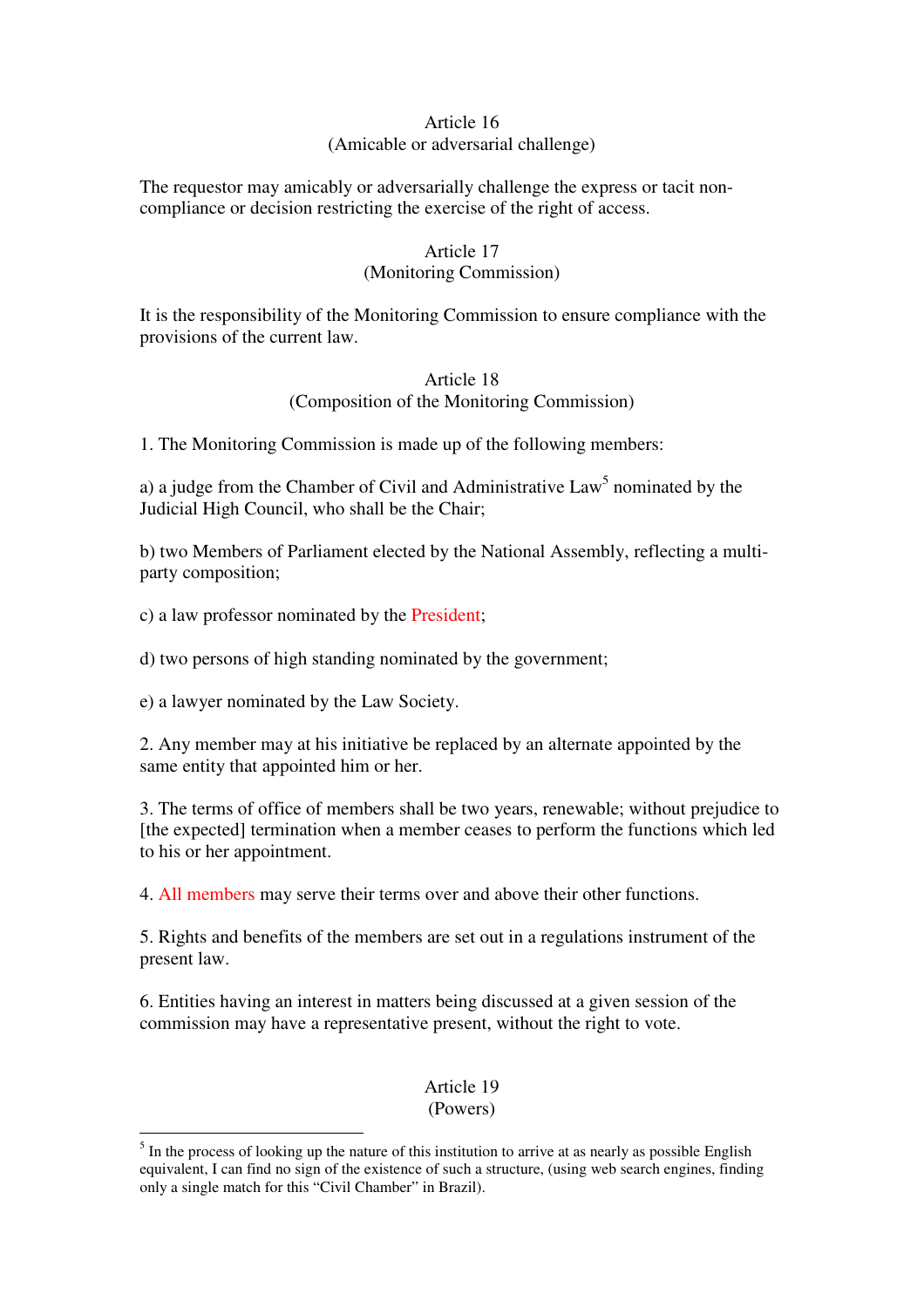Article 16
(Amicable or adversarial challenge)

The requestor may amicably or adversarially challenge the express or tacit non-compliance or decision restricting the exercise of the right of access.

Article 17
(Monitoring Commission)

It is the responsibility of the Monitoring Commission to ensure compliance with the provisions of the current law.

Article 18
(Composition of the Monitoring Commission)

1. The Monitoring Commission is made up of the following members:

a) a judge from the Chamber of Civil and Administrative Law[5] nominated by the Judicial High Council, who shall be the Chair;

b) two Members of Parliament elected by the National Assembly, reflecting a multi-party composition;

c) a law professor nominated by the President;

d) two persons of high standing nominated by the government;

e) a lawyer nominated by the Law Society.

2. Any member may at his initiative be replaced by an alternate appointed by the same entity that appointed him or her.

3. The terms of office of members shall be two years, renewable; without prejudice to [the expected] termination when a member ceases to perform the functions which led to his or her appointment.

4. All members may serve their terms over and above their other functions.

5. Rights and benefits of the members are set out in a regulations instrument of the present law.

6. Entities having an interest in matters being discussed at a given session of the commission may have a representative present, without the right to vote.

Article 19
(Powers)

---

[5] In the process of looking up the nature of this institution to arrive at as nearly as possible English equivalent, I can find no sign of the existence of such a structure, (using web search engines, finding only a single match for this "Civil Chamber" in Brazil).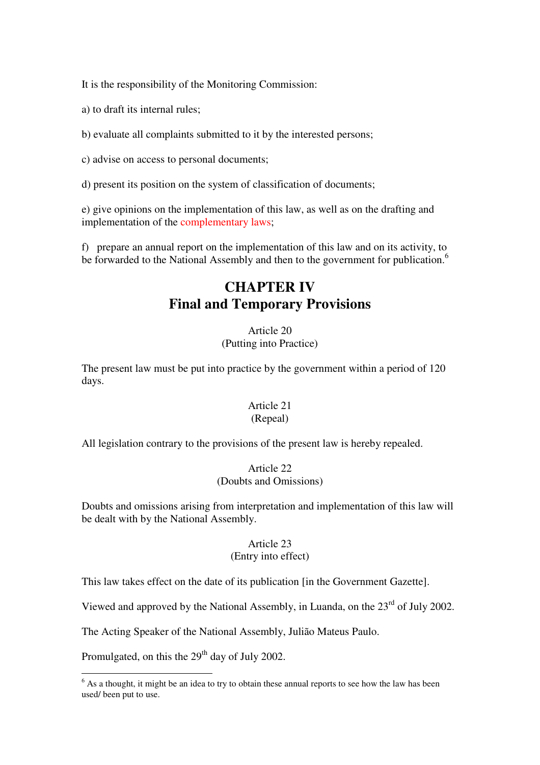It is the responsibility of the Monitoring Commission:

a) to draft its internal rules;

b) evaluate all complaints submitted to it by the interested persons;

c) advise on access to personal documents;

d) present its position on the system of classification of documents;

e) give opinions on the implementation of this law, as well as on the drafting and implementation of the complementary laws;

f) prepare an annual report on the implementation of this law and on its activity, to be forwarded to the National Assembly and then to the government for publication.[6]

# CHAPTER IV
# Final and Temporary Provisions

Article 20
(Putting into Practice)

The present law must be put into practice by the government within a period of 120 days.

Article 21
(Repeal)

All legislation contrary to the provisions of the present law is hereby repealed.

Article 22
(Doubts and Omissions)

Doubts and omissions arising from interpretation and implementation of this law will be dealt with by the National Assembly.

Article 23
(Entry into effect)

This law takes effect on the date of its publication [in the Government Gazette].

Viewed and approved by the National Assembly, in Luanda, on the 23rd of July 2002.

The Acting Speaker of the National Assembly, Julião Mateus Paulo.

Promulgated, on this the 29th day of July 2002.

---

[6] As a thought, it might be an idea to try to obtain these annual reports to see how the law has been used/ been put to use.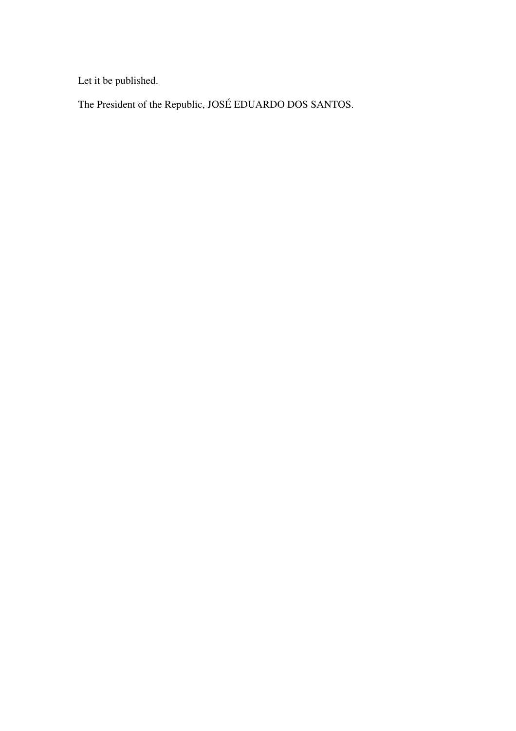Let it be published.

The President of the Republic, JOSÉ EDUARDO DOS SANTOS.